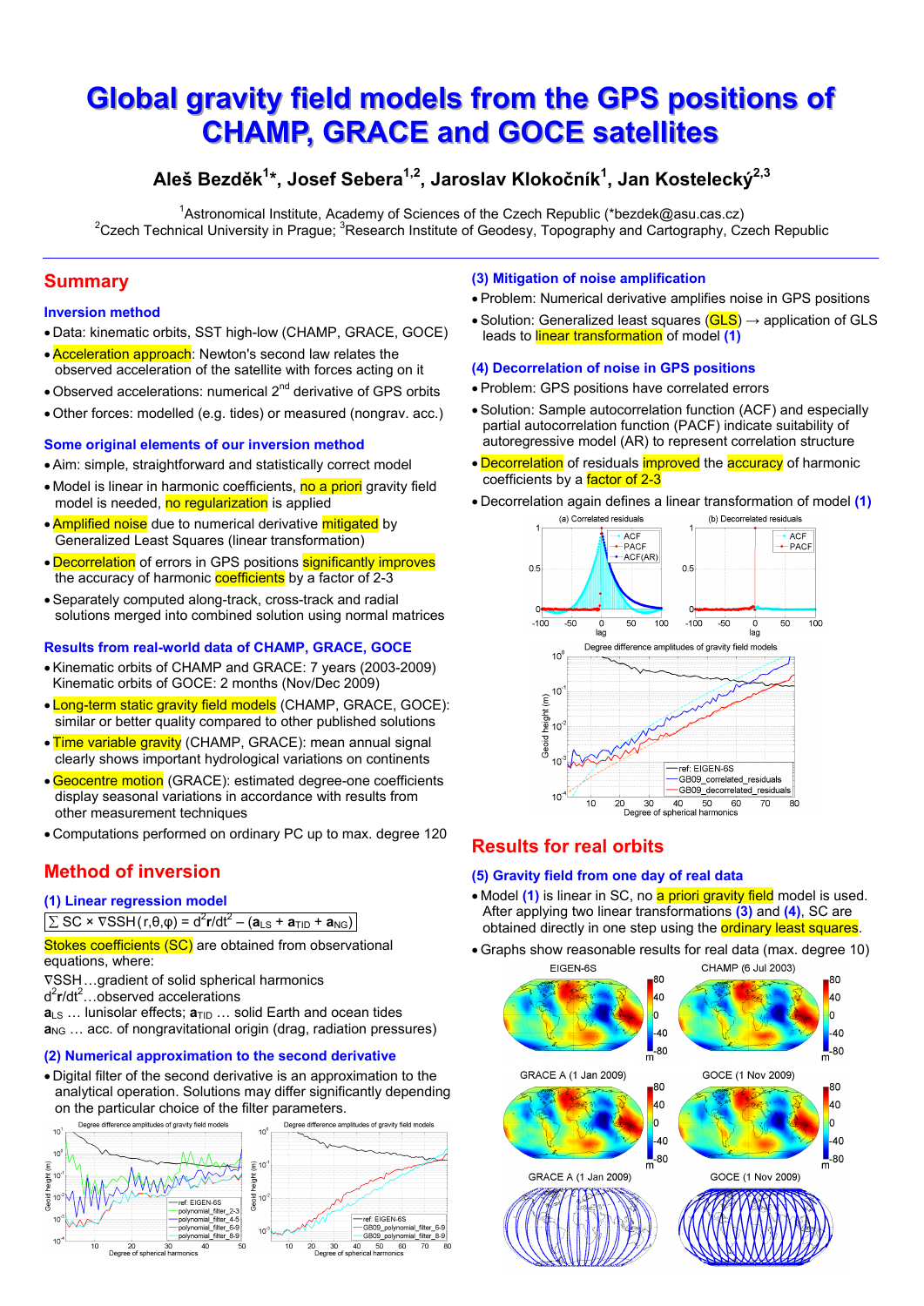# Global gravity field models from the GPS positions of CHAMP, GRACE and GOCE satellites

**Aleš Bezděk[1]\*, Josef Sebera[1,2], Jaroslav Klokočník[1], Jan Kostelecký[2,3]**

[1]Astronomical Institute, Academy of Sciences of the Czech Republic (\*bezdek@asu.cas.cz)
[2]Czech Technical University in Prague; [3]Research Institute of Geodesy, Topography and Cartography, Czech Republic

## Summary

### Inversion method

- Data: kinematic orbits, SST high-low (CHAMP, GRACE, GOCE)
- Acceleration approach: Newton's second law relates the observed acceleration of the satellite with forces acting on it
- Observed accelerations: numerical 2nd derivative of GPS orbits
- Other forces: modelled (e.g. tides) or measured (nongrav. acc.)

### Some original elements of our inversion method

- Aim: simple, straightforward and statistically correct model
- Model is linear in harmonic coefficients, no a priori gravity field model is needed, no regularization is applied
- Amplified noise due to numerical derivative mitigated by Generalized Least Squares (linear transformation)
- Decorrelation of errors in GPS positions significantly improves the accuracy of harmonic coefficients by a factor of 2-3
- Separately computed along-track, cross-track and radial solutions merged into combined solution using normal matrices

### Results from real-world data of CHAMP, GRACE, GOCE

- Kinematic orbits of CHAMP and GRACE: 7 years (2003-2009)
  Kinematic orbits of GOCE: 2 months (Nov/Dec 2009)
- Long-term static gravity field models (CHAMP, GRACE, GOCE): similar or better quality compared to other published solutions
- Time variable gravity (CHAMP, GRACE): mean annual signal clearly shows important hydrological variations on continents
- Geocentre motion (GRACE): estimated degree-one coefficients display seasonal variations in accordance with results from other measurement techniques
- Computations performed on ordinary PC up to max. degree 120

## Method of inversion

### (1) Linear regression model

$$\sum SC \times \nabla SSH(r,\theta,\varphi) = d^2\mathbf{r}/dt^2 - (\mathbf{a}_{LS} + \mathbf{a}_{TID} + \mathbf{a}_{NG})$$

Stokes coefficients (SC) are obtained from observational equations, where:

$\nabla$SSH…gradient of solid spherical harmonics
$d^2\mathbf{r}/dt^2$…observed accelerations
$\mathbf{a}_{LS}$ … lunisolar effects; $\mathbf{a}_{TID}$ … solid Earth and ocean tides
$\mathbf{a}_{NG}$ … acc. of nongravitational origin (drag, radiation pressures)

### (2) Numerical approximation to the second derivative

- Digital filter of the second derivative is an approximation to the analytical operation. Solutions may differ significantly depending on the particular choice of the filter parameters.

### (3) Mitigation of noise amplification

- Problem: Numerical derivative amplifies noise in GPS positions
- Solution: Generalized least squares (GLS) → application of GLS leads to linear transformation of model **(1)**

### (4) Decorrelation of noise in GPS positions

- Problem: GPS positions have correlated errors
- Solution: Sample autocorrelation function (ACF) and especially partial autocorrelation function (PACF) indicate suitability of autoregressive model (AR) to represent correlation structure
- Decorrelation of residuals improved the accuracy of harmonic coefficients by a factor of 2-3
- Decorrelation again defines a linear transformation of model **(1)**

## Results for real orbits

### (5) Gravity field from one day of real data

- Model **(1)** is linear in SC, no a priori gravity field model is used. After applying two linear transformations **(3)** and **(4)**, SC are obtained directly in one step using the ordinary least squares.
- Graphs show reasonable results for real data (max. degree 10)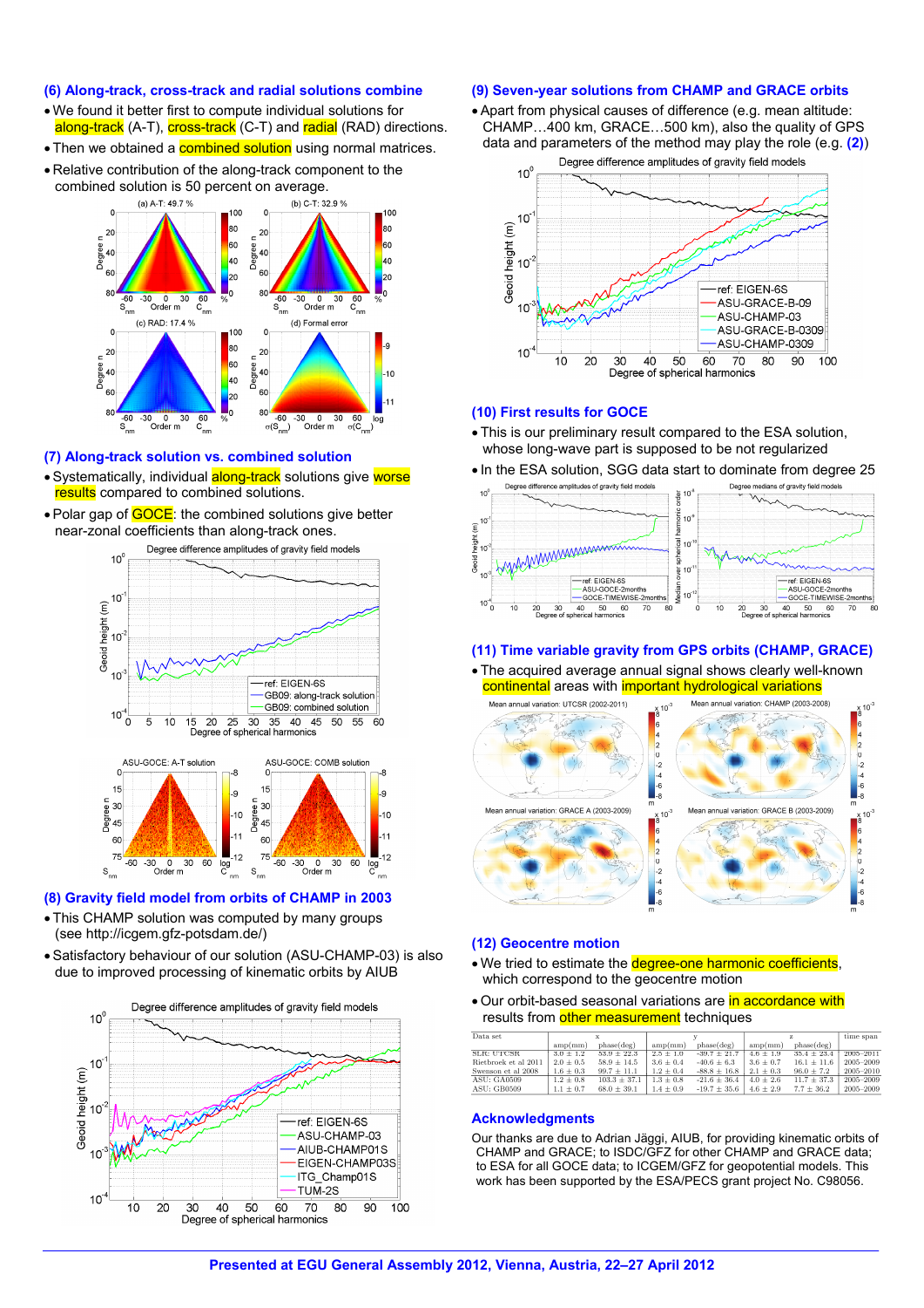## (6) Along-track, cross-track and radial solutions combine

- We found it better first to compute individual solutions for along-track (A-T), cross-track (C-T) and radial (RAD) directions.
- Then we obtained a combined solution using normal matrices.
- Relative contribution of the along-track component to the combined solution is 50 percent on average.

(a) A-T: 49.7 %
(b) C-T: 32.9 %
(c) RAD: 17.4 %
(d) Formal error

## (7) Along-track solution vs. combined solution

- Systematically, individual along-track solutions give worse results compared to combined solutions.
- Polar gap of GOCE: the combined solutions give better near-zonal coefficients than along-track ones.

Degree difference amplitudes of gravity field models
Geoid height (m)
Degree of spherical harmonics
ref: EIGEN-6S
GB09: along-track solution
GB09: combined solution

ASU-GOCE: A-T solution
ASU-GOCE: COMB solution

## (8) Gravity field model from orbits of CHAMP in 2003

- This CHAMP solution was computed by many groups (see http://icgem.gfz-potsdam.de/)
- Satisfactory behaviour of our solution (ASU-CHAMP-03) is also due to improved processing of kinematic orbits by AIUB

Degree difference amplitudes of gravity field models
Geoid height (m)
Degree of spherical harmonics
ref: EIGEN-6S
ASU-CHAMP-03
AIUB-CHAMP01S
EIGEN-CHAMP03S
ITG_Champ01S
TUM-2S

## (9) Seven-year solutions from CHAMP and GRACE orbits

- Apart from physical causes of difference (e.g. mean altitude: CHAMP…400 km, GRACE…500 km), also the quality of GPS data and parameters of the method may play the role (e.g. (2))

Degree difference amplitudes of gravity field models
Geoid height (m)
Degree of spherical harmonics
ref: EIGEN-6S
ASU-GRACE-B-09
ASU-CHAMP-03
ASU-GRACE-B-0309
ASU-CHAMP-0309

## (10) First results for GOCE

- This is our preliminary result compared to the ESA solution, whose long-wave part is supposed to be not regularized
- In the ESA solution, SGG data start to dominate from degree 25

Degree difference amplitudes of gravity field models
Degree medians of gravity field models
ref: EIGEN-6S
ASU-GOCE-2months
GOCE-TIMEWISE-2months

## (11) Time variable gravity from GPS orbits (CHAMP, GRACE)

- The acquired average annual signal shows clearly well-known continental areas with important hydrological variations

Mean annual variation: UTCSR (2002-2011)
Mean annual variation: CHAMP (2003-2008)
Mean annual variation: GRACE A (2003-2009)
Mean annual variation: GRACE B (2003-2009)

## (12) Geocentre motion

- We tried to estimate the degree-one harmonic coefficients, which correspond to the geocentre motion
- Our orbit-based seasonal variations are in accordance with results from other measurement techniques

| Data set | x | | y | | z | | time span |
|---|---|---|---|---|---|---|---|
| | amp(mm) | phase(deg) | amp(mm) | phase(deg) | amp(mm) | phase(deg) | |
| SLR: UTCSR | 3.0 ± 1.2 | 53.9 ± 22.3 | 2.5 ± 1.0 | -39.7 ± 21.7 | 4.6 ± 1.9 | 35.4 ± 23.4 | 2005–2011 |
| Rietbroek et al 2011 | 2.0 ± 0.5 | 58.9 ± 14.5 | 3.6 ± 0.4 | -40.6 ± 6.3 | 3.6 ± 0.7 | 16.1 ± 11.6 | 2005–2009 |
| Swenson et al 2008 | 1.6 ± 0.3 | 99.7 ± 11.1 | 1.2 ± 0.4 | -88.8 ± 16.8 | 2.1 ± 0.3 | 96.0 ± 7.2 | 2005–2010 |
| ASU: GA0509 | 1.2 ± 0.8 | 103.3 ± 37.1 | 1.3 ± 0.8 | -21.6 ± 36.4 | 4.0 ± 2.6 | 11.7 ± 37.3 | 2005–2009 |
| ASU: GB0509 | 1.1 ± 0.7 | 68.0 ± 39.1 | 1.4 ± 0.9 | -19.7 ± 35.6 | 4.6 ± 2.9 | 7.7 ± 36.2 | 2005–2009 |

## Acknowledgments

Our thanks are due to Adrian Jäggi, AIUB, for providing kinematic orbits of CHAMP and GRACE; to ISDC/GFZ for other CHAMP and GRACE data; to ESA for all GOCE data; to ICGEM/GFZ for geopotential models. This work has been supported by the ESA/PECS grant project No. C98056.

**Presented at EGU General Assembly 2012, Vienna, Austria, 22–27 April 2012**